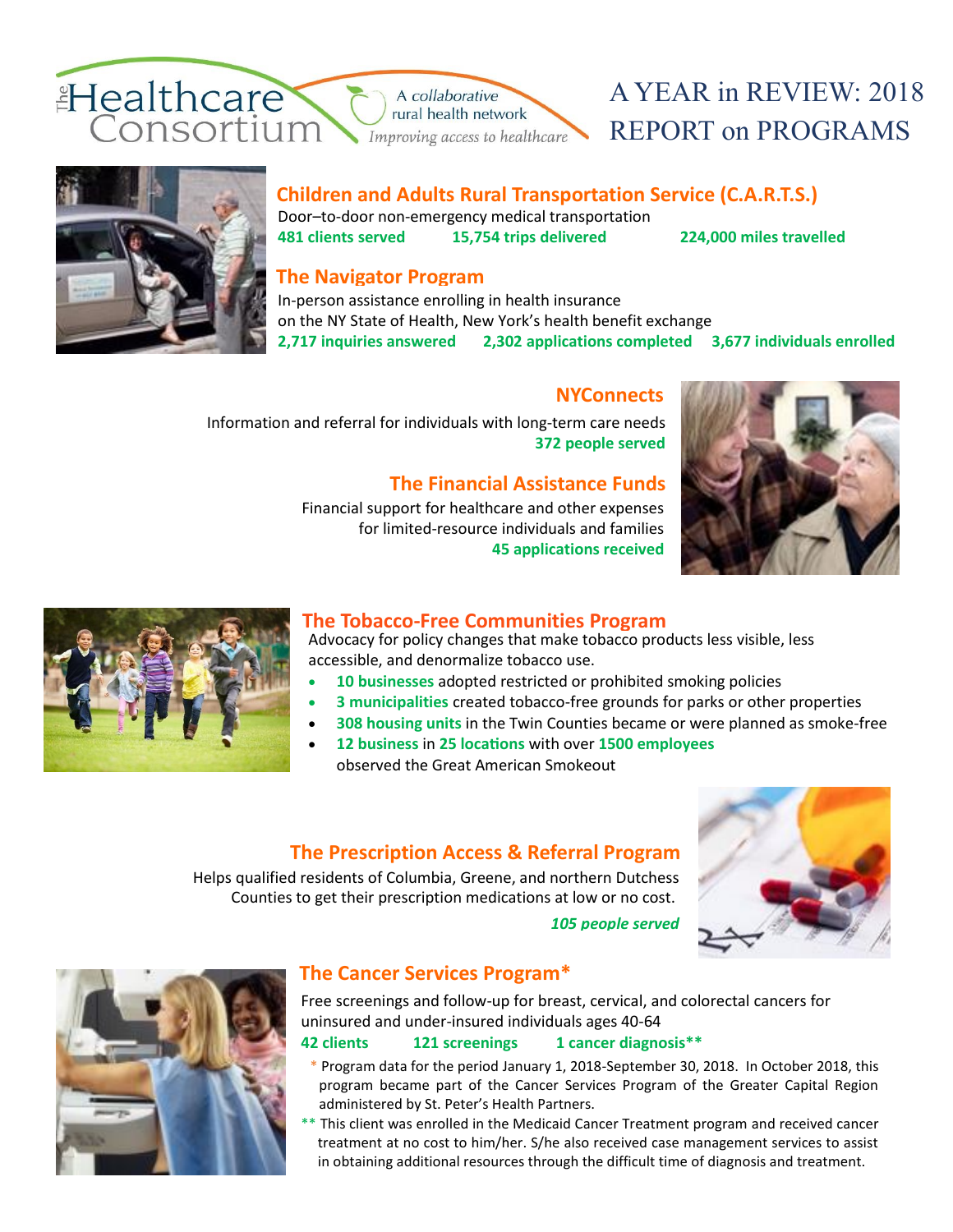The Healthcare Consortium

A collaborative rural health network

*Improving access to healthcare*

# A YEAR in REVIEW: 2018 REPORT on PROGRAMS

## Children and Adults Rural Transportation Service (C.A.R.T.S.)

Door–to-door non-emergency medical transportation

**481 clients served** **15,754 trips delivered** **224,000 miles travelled**

## The Navigator Program

In-person assistance enrolling in health insurance on the NY State of Health, New York's health benefit exchange

**2,717 inquiries answered** **2,302 applications completed** **3,677 individuals enrolled**

## NYConnects

Information and referral for individuals with long-term care needs

**372 people served**

## The Financial Assistance Funds

Financial support for healthcare and other expenses for limited-resource individuals and families

**45 applications received**

## The Tobacco-Free Communities Program

Advocacy for policy changes that make tobacco products less visible, less accessible, and denormalize tobacco use.

- **10 businesses** adopted restricted or prohibited smoking policies
- **3 municipalities** created tobacco-free grounds for parks or other properties
- **308 housing units** in the Twin Counties became or were planned as smoke-free
- **12 business** in **25 locations** with over **1500 employees** observed the Great American Smokeout

## The Prescription Access & Referral Program

Helps qualified residents of Columbia, Greene, and northern Dutchess Counties to get their prescription medications at low or no cost.

***105 people served***

## The Cancer Services Program*

Free screenings and follow-up for breast, cervical, and colorectal cancers for uninsured and under-insured individuals ages 40-64

**42 clients** **121 screenings** **1 cancer diagnosis****

\* Program data for the period January 1, 2018-September 30, 2018. In October 2018, this program became part of the Cancer Services Program of the Greater Capital Region administered by St. Peter's Health Partners.

** This client was enrolled in the Medicaid Cancer Treatment program and received cancer treatment at no cost to him/her. S/he also received case management services to assist in obtaining additional resources through the difficult time of diagnosis and treatment.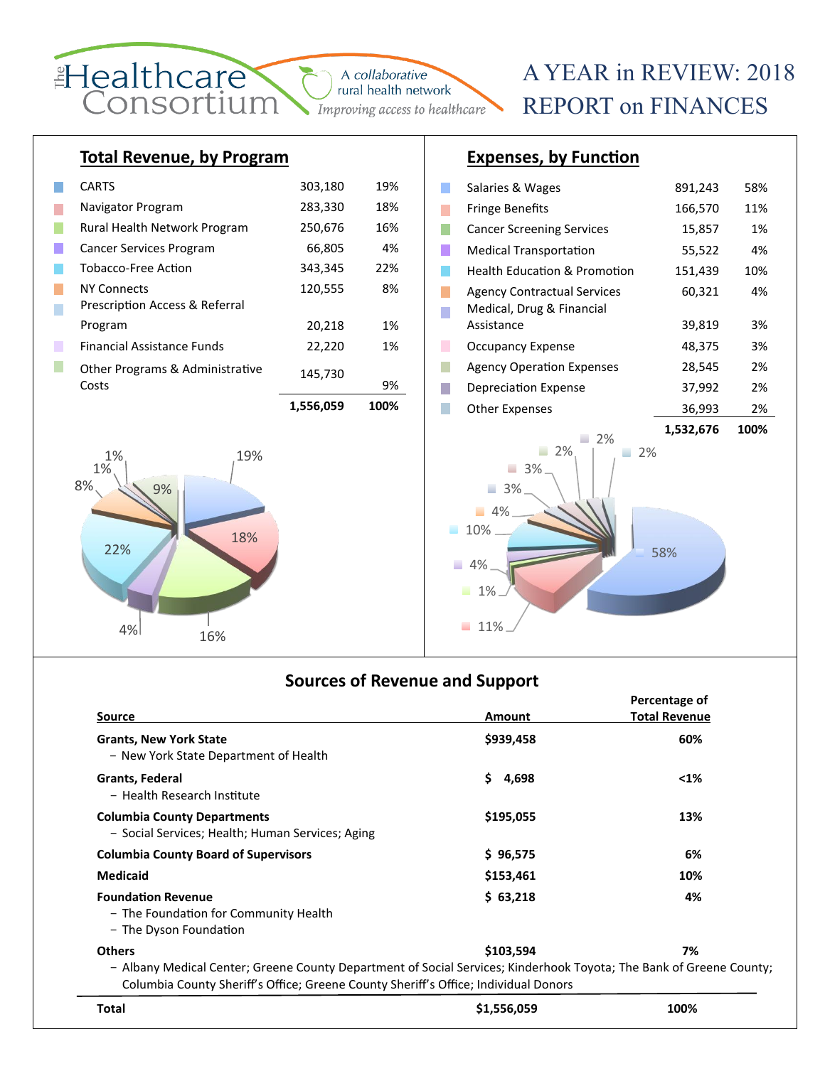The Healthcare Consortium

A collaborative rural health network

*Improving access to healthcare*

# A YEAR in REVIEW: 2018 REPORT on FINANCES

## Total Revenue, by Program

| | | |
|---|---|---|
| CARTS | 303,180 | 19% |
| Navigator Program | 283,330 | 18% |
| Rural Health Network Program | 250,676 | 16% |
| Cancer Services Program | 66,805 | 4% |
| Tobacco-Free Action | 343,345 | 22% |
| NY Connects | 120,555 | 8% |
| Prescription Access & Referral Program | 20,218 | 1% |
| Financial Assistance Funds | 22,220 | 1% |
| Other Programs & Administrative Costs | 145,730 | 9% |
| | **1,556,059** | **100%** |

1%
1%
8%
9%
19%
18%
22%
4%
16%

## Expenses, by Function

| | | |
|---|---|---|
| Salaries & Wages | 891,243 | 58% |
| Fringe Benefits | 166,570 | 11% |
| Cancer Screening Services | 15,857 | 1% |
| Medical Transportation | 55,522 | 4% |
| Health Education & Promotion | 151,439 | 10% |
| Agency Contractual Services | 60,321 | 4% |
| Medical, Drug & Financial Assistance | 39,819 | 3% |
| Occupancy Expense | 48,375 | 3% |
| Agency Operation Expenses | 28,545 | 2% |
| Depreciation Expense | 37,992 | 2% |
| Other Expenses | 36,993 | 2% |
| | **1,532,676** | **100%** |

2%
2%
2%
3%
3%
4%
10%
4%
1%
11%
58%

## Sources of Revenue and Support

| Source | Amount | Percentage of Total Revenue |
|---|---|---|
| **Grants, New York State**<br>− New York State Department of Health | **$939,458** | **60%** |
| **Grants, Federal**<br>− Health Research Institute | **$ 4,698** | **<1%** |
| **Columbia County Departments**<br>− Social Services; Health; Human Services; Aging | **$195,055** | **13%** |
| **Columbia County Board of Supervisors** | **$ 96,575** | **6%** |
| **Medicaid** | **$153,461** | **10%** |
| **Foundation Revenue**<br>− The Foundation for Community Health<br>− The Dyson Foundation | **$ 63,218** | **4%** |
| **Others**<br>− Albany Medical Center; Greene County Department of Social Services; Kinderhook Toyota; The Bank of Greene County; Columbia County Sheriff's Office; Greene County Sheriff's Office; Individual Donors | **$103,594** | **7%** |
| **Total** | **$1,556,059** | **100%** |